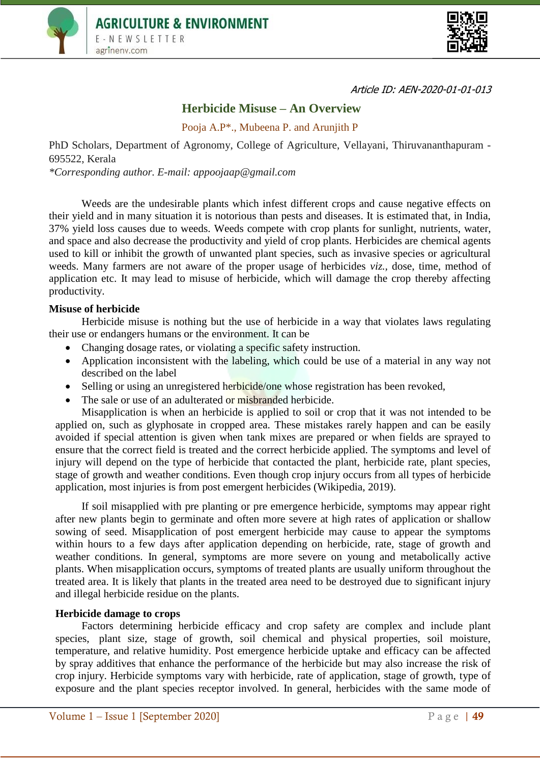Article ID: AEN-2020-01-01-013

# Herbicide Misuse – An Overview

Pooja A.P*., Mubeena P. and Arunjith P

PhD Scholars, Department of Agronomy, College of Agriculture, Vellayani, Thiruvananthapuram - 695522, Kerala

*\*Corresponding author. E-mail: appoojaap@gmail.com*

Weeds are the undesirable plants which infest different crops and cause negative effects on their yield and in many situation it is notorious than pests and diseases. It is estimated that, in India, 37% yield loss causes due to weeds. Weeds compete with crop plants for sunlight, nutrients, water, and space and also decrease the productivity and yield of crop plants. Herbicides are chemical agents used to kill or inhibit the growth of unwanted plant species, such as invasive species or agricultural weeds. Many farmers are not aware of the proper usage of herbicides *viz.*, dose, time, method of application etc. It may lead to misuse of herbicide, which will damage the crop thereby affecting productivity.

## Misuse of herbicide

Herbicide misuse is nothing but the use of herbicide in a way that violates laws regulating their use or endangers humans or the environment. It can be

- Changing dosage rates, or violating a specific safety instruction.
- Application inconsistent with the labeling, which could be use of a material in any way not described on the label
- Selling or using an unregistered herbicide/one whose registration has been revoked,
- The sale or use of an adulterated or misbranded herbicide.

Misapplication is when an herbicide is applied to soil or crop that it was not intended to be applied on, such as glyphosate in cropped area. These mistakes rarely happen and can be easily avoided if special attention is given when tank mixes are prepared or when fields are sprayed to ensure that the correct field is treated and the correct herbicide applied. The symptoms and level of injury will depend on the type of herbicide that contacted the plant, herbicide rate, plant species, stage of growth and weather conditions. Even though crop injury occurs from all types of herbicide application, most injuries is from post emergent herbicides (Wikipedia, 2019).

If soil misapplied with pre planting or pre emergence herbicide, symptoms may appear right after new plants begin to germinate and often more severe at high rates of application or shallow sowing of seed. Misapplication of post emergent herbicide may cause to appear the symptoms within hours to a few days after application depending on herbicide, rate, stage of growth and weather conditions. In general, symptoms are more severe on young and metabolically active plants. When misapplication occurs, symptoms of treated plants are usually uniform throughout the treated area. It is likely that plants in the treated area need to be destroyed due to significant injury and illegal herbicide residue on the plants.

## Herbicide damage to crops

Factors determining herbicide efficacy and crop safety are complex and include plant species, plant size, stage of growth, soil chemical and physical properties, soil moisture, temperature, and relative humidity. Post emergence herbicide uptake and efficacy can be affected by spray additives that enhance the performance of the herbicide but may also increase the risk of crop injury. Herbicide symptoms vary with herbicide, rate of application, stage of growth, type of exposure and the plant species receptor involved. In general, herbicides with the same mode of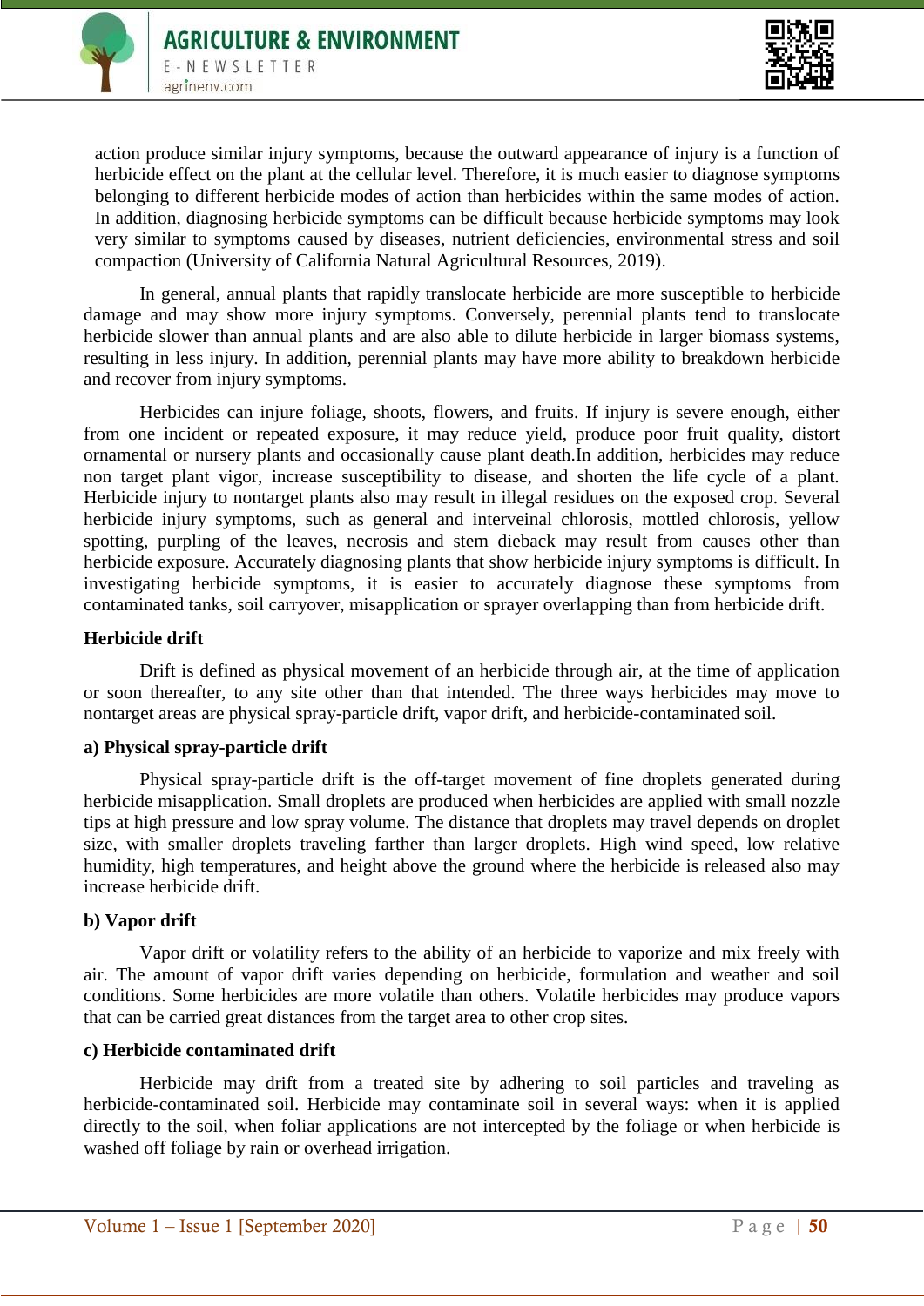action produce similar injury symptoms, because the outward appearance of injury is a function of herbicide effect on the plant at the cellular level. Therefore, it is much easier to diagnose symptoms belonging to different herbicide modes of action than herbicides within the same modes of action. In addition, diagnosing herbicide symptoms can be difficult because herbicide symptoms may look very similar to symptoms caused by diseases, nutrient deficiencies, environmental stress and soil compaction (University of California Natural Agricultural Resources, 2019).

In general, annual plants that rapidly translocate herbicide are more susceptible to herbicide damage and may show more injury symptoms. Conversely, perennial plants tend to translocate herbicide slower than annual plants and are also able to dilute herbicide in larger biomass systems, resulting in less injury. In addition, perennial plants may have more ability to breakdown herbicide and recover from injury symptoms.

Herbicides can injure foliage, shoots, flowers, and fruits. If injury is severe enough, either from one incident or repeated exposure, it may reduce yield, produce poor fruit quality, distort ornamental or nursery plants and occasionally cause plant death.In addition, herbicides may reduce non target plant vigor, increase susceptibility to disease, and shorten the life cycle of a plant. Herbicide injury to nontarget plants also may result in illegal residues on the exposed crop. Several herbicide injury symptoms, such as general and interveinal chlorosis, mottled chlorosis, yellow spotting, purpling of the leaves, necrosis and stem dieback may result from causes other than herbicide exposure. Accurately diagnosing plants that show herbicide injury symptoms is difficult. In investigating herbicide symptoms, it is easier to accurately diagnose these symptoms from contaminated tanks, soil carryover, misapplication or sprayer overlapping than from herbicide drift.

**Herbicide drift**

Drift is defined as physical movement of an herbicide through air, at the time of application or soon thereafter, to any site other than that intended. The three ways herbicides may move to nontarget areas are physical spray-particle drift, vapor drift, and herbicide-contaminated soil.

**a) Physical spray-particle drift**

Physical spray-particle drift is the off-target movement of fine droplets generated during herbicide misapplication. Small droplets are produced when herbicides are applied with small nozzle tips at high pressure and low spray volume. The distance that droplets may travel depends on droplet size, with smaller droplets traveling farther than larger droplets. High wind speed, low relative humidity, high temperatures, and height above the ground where the herbicide is released also may increase herbicide drift.

**b) Vapor drift**

Vapor drift or volatility refers to the ability of an herbicide to vaporize and mix freely with air. The amount of vapor drift varies depending on herbicide, formulation and weather and soil conditions. Some herbicides are more volatile than others. Volatile herbicides may produce vapors that can be carried great distances from the target area to other crop sites.

**c) Herbicide contaminated drift**

Herbicide may drift from a treated site by adhering to soil particles and traveling as herbicide-contaminated soil. Herbicide may contaminate soil in several ways: when it is applied directly to the soil, when foliar applications are not intercepted by the foliage or when herbicide is washed off foliage by rain or overhead irrigation.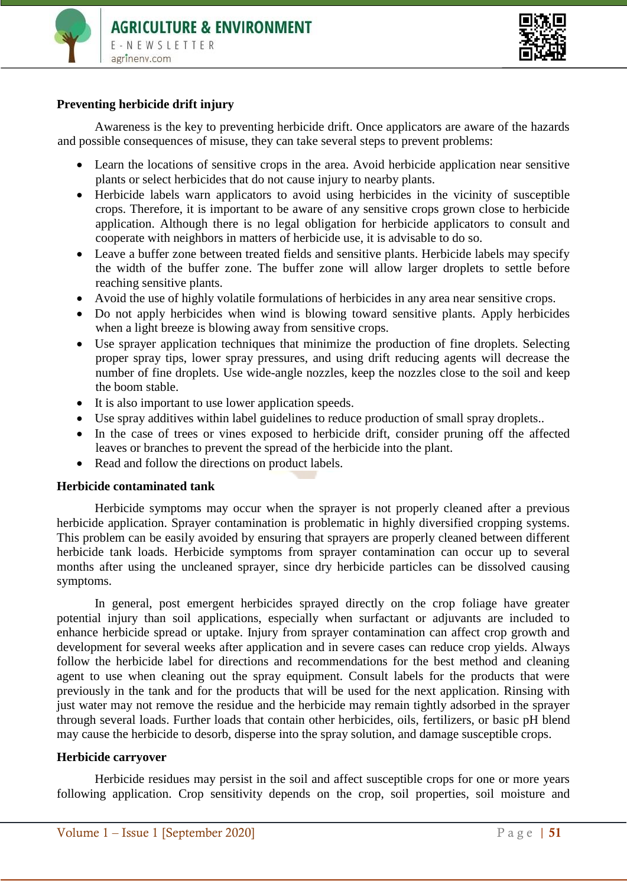**Preventing herbicide drift injury**

Awareness is the key to preventing herbicide drift. Once applicators are aware of the hazards and possible consequences of misuse, they can take several steps to prevent problems:

- Learn the locations of sensitive crops in the area. Avoid herbicide application near sensitive plants or select herbicides that do not cause injury to nearby plants.
- Herbicide labels warn applicators to avoid using herbicides in the vicinity of susceptible crops. Therefore, it is important to be aware of any sensitive crops grown close to herbicide application. Although there is no legal obligation for herbicide applicators to consult and cooperate with neighbors in matters of herbicide use, it is advisable to do so.
- Leave a buffer zone between treated fields and sensitive plants. Herbicide labels may specify the width of the buffer zone. The buffer zone will allow larger droplets to settle before reaching sensitive plants.
- Avoid the use of highly volatile formulations of herbicides in any area near sensitive crops.
- Do not apply herbicides when wind is blowing toward sensitive plants. Apply herbicides when a light breeze is blowing away from sensitive crops.
- Use sprayer application techniques that minimize the production of fine droplets. Selecting proper spray tips, lower spray pressures, and using drift reducing agents will decrease the number of fine droplets. Use wide-angle nozzles, keep the nozzles close to the soil and keep the boom stable.
- It is also important to use lower application speeds.
- Use spray additives within label guidelines to reduce production of small spray droplets..
- In the case of trees or vines exposed to herbicide drift, consider pruning off the affected leaves or branches to prevent the spread of the herbicide into the plant.
- Read and follow the directions on product labels.

**Herbicide contaminated tank**

Herbicide symptoms may occur when the sprayer is not properly cleaned after a previous herbicide application. Sprayer contamination is problematic in highly diversified cropping systems. This problem can be easily avoided by ensuring that sprayers are properly cleaned between different herbicide tank loads. Herbicide symptoms from sprayer contamination can occur up to several months after using the uncleaned sprayer, since dry herbicide particles can be dissolved causing symptoms.

In general, post emergent herbicides sprayed directly on the crop foliage have greater potential injury than soil applications, especially when surfactant or adjuvants are included to enhance herbicide spread or uptake. Injury from sprayer contamination can affect crop growth and development for several weeks after application and in severe cases can reduce crop yields. Always follow the herbicide label for directions and recommendations for the best method and cleaning agent to use when cleaning out the spray equipment. Consult labels for the products that were previously in the tank and for the products that will be used for the next application. Rinsing with just water may not remove the residue and the herbicide may remain tightly adsorbed in the sprayer through several loads. Further loads that contain other herbicides, oils, fertilizers, or basic pH blend may cause the herbicide to desorb, disperse into the spray solution, and damage susceptible crops.

**Herbicide carryover**

Herbicide residues may persist in the soil and affect susceptible crops for one or more years following application. Crop sensitivity depends on the crop, soil properties, soil moisture and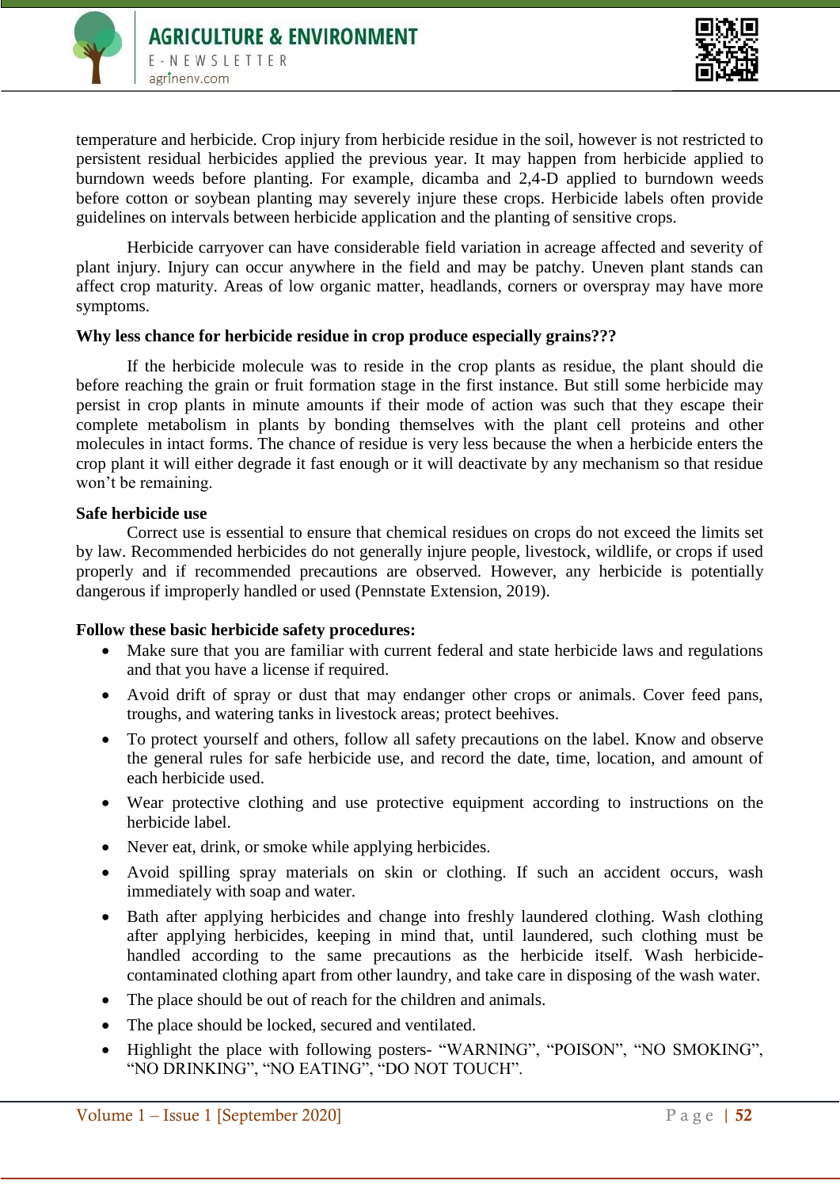temperature and herbicide. Crop injury from herbicide residue in the soil, however is not restricted to persistent residual herbicides applied the previous year. It may happen from herbicide applied to burndown weeds before planting. For example, dicamba and 2,4-D applied to burndown weeds before cotton or soybean planting may severely injure these crops. Herbicide labels often provide guidelines on intervals between herbicide application and the planting of sensitive crops.

Herbicide carryover can have considerable field variation in acreage affected and severity of plant injury. Injury can occur anywhere in the field and may be patchy. Uneven plant stands can affect crop maturity. Areas of low organic matter, headlands, corners or overspray may have more symptoms.

**Why less chance for herbicide residue in crop produce especially grains???**

If the herbicide molecule was to reside in the crop plants as residue, the plant should die before reaching the grain or fruit formation stage in the first instance. But still some herbicide may persist in crop plants in minute amounts if their mode of action was such that they escape their complete metabolism in plants by bonding themselves with the plant cell proteins and other molecules in intact forms. The chance of residue is very less because the when a herbicide enters the crop plant it will either degrade it fast enough or it will deactivate by any mechanism so that residue won't be remaining.

**Safe herbicide use**

Correct use is essential to ensure that chemical residues on crops do not exceed the limits set by law. Recommended herbicides do not generally injure people, livestock, wildlife, or crops if used properly and if recommended precautions are observed. However, any herbicide is potentially dangerous if improperly handled or used (Pennstate Extension, 2019).

**Follow these basic herbicide safety procedures:**

- Make sure that you are familiar with current federal and state herbicide laws and regulations and that you have a license if required.
- Avoid drift of spray or dust that may endanger other crops or animals. Cover feed pans, troughs, and watering tanks in livestock areas; protect beehives.
- To protect yourself and others, follow all safety precautions on the label. Know and observe the general rules for safe herbicide use, and record the date, time, location, and amount of each herbicide used.
- Wear protective clothing and use protective equipment according to instructions on the herbicide label.
- Never eat, drink, or smoke while applying herbicides.
- Avoid spilling spray materials on skin or clothing. If such an accident occurs, wash immediately with soap and water.
- Bath after applying herbicides and change into freshly laundered clothing. Wash clothing after applying herbicides, keeping in mind that, until laundered, such clothing must be handled according to the same precautions as the herbicide itself. Wash herbicide-contaminated clothing apart from other laundry, and take care in disposing of the wash water.
- The place should be out of reach for the children and animals.
- The place should be locked, secured and ventilated.
- Highlight the place with following posters- "WARNING", "POISON", "NO SMOKING", "NO DRINKING", "NO EATING", "DO NOT TOUCH".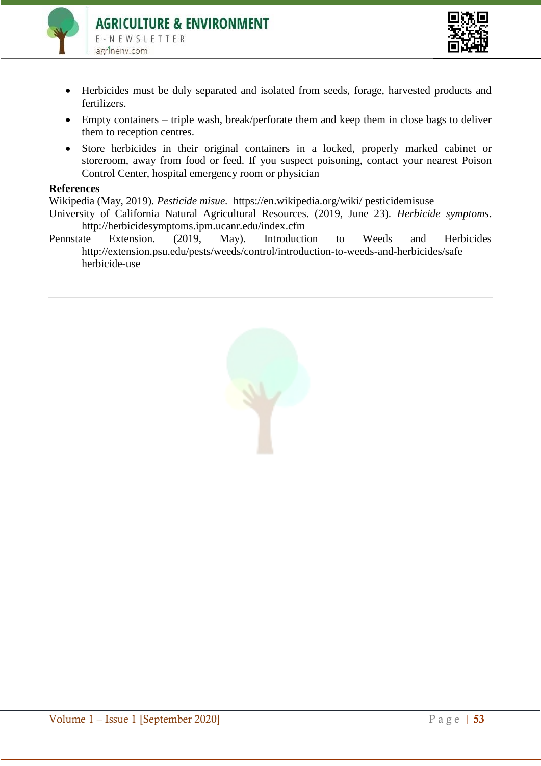- Herbicides must be duly separated and isolated from seeds, forage, harvested products and fertilizers.
- Empty containers – triple wash, break/perforate them and keep them in close bags to deliver them to reception centres.
- Store herbicides in their original containers in a locked, properly marked cabinet or storeroom, away from food or feed. If you suspect poisoning, contact your nearest Poison Control Center, hospital emergency room or physician

**References**

Wikipedia (May, 2019). *Pesticide misue.* https://en.wikipedia.org/wiki/ pesticidemisuse

University of California Natural Agricultural Resources. (2019, June 23). *Herbicide symptoms*. http://herbicidesymptoms.ipm.ucanr.edu/index.cfm

Pennstate Extension. (2019, May). Introduction to Weeds and Herbicides http://extension.psu.edu/pests/weeds/control/introduction-to-weeds-and-herbicides/safe herbicide-use